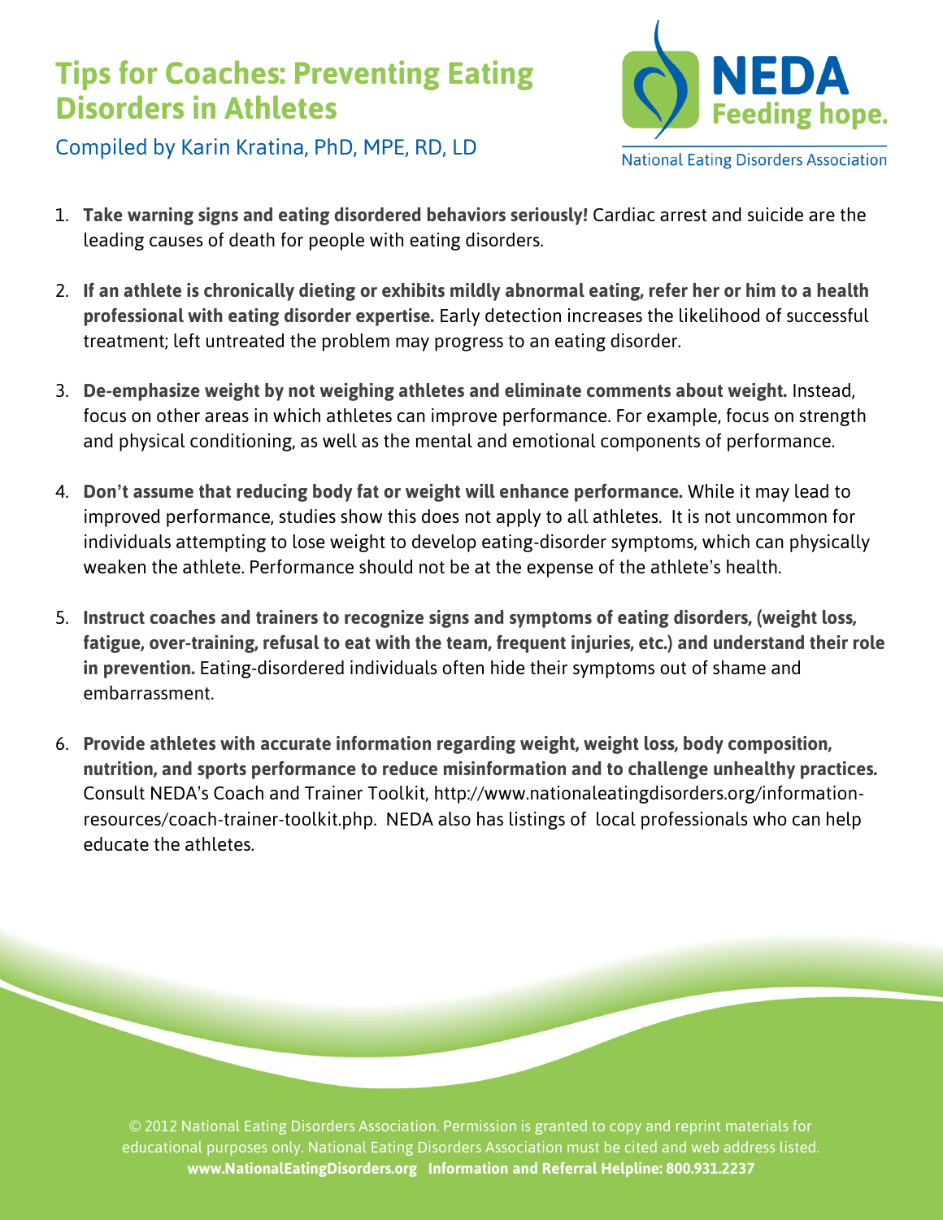# Tips for Coaches: Preventing Eating Disorders in Athletes

Compiled by Karin Kratina, PhD, MPE, RD, LD

NEDA Feeding hope.

National Eating Disorders Association

1. **Take warning signs and eating disordered behaviors seriously!** Cardiac arrest and suicide are the leading causes of death for people with eating disorders.

2. **If an athlete is chronically dieting or exhibits mildly abnormal eating, refer her or him to a health professional with eating disorder expertise.** Early detection increases the likelihood of successful treatment; left untreated the problem may progress to an eating disorder.

3. **De-emphasize weight by not weighing athletes and eliminate comments about weight.** Instead, focus on other areas in which athletes can improve performance. For example, focus on strength and physical conditioning, as well as the mental and emotional components of performance.

4. **Don't assume that reducing body fat or weight will enhance performance.** While it may lead to improved performance, studies show this does not apply to all athletes. It is not uncommon for individuals attempting to lose weight to develop eating-disorder symptoms, which can physically weaken the athlete. Performance should not be at the expense of the athlete's health.

5. **Instruct coaches and trainers to recognize signs and symptoms of eating disorders, (weight loss, fatigue, over-training, refusal to eat with the team, frequent injuries, etc.) and understand their role in prevention.** Eating-disordered individuals often hide their symptoms out of shame and embarrassment.

6. **Provide athletes with accurate information regarding weight, weight loss, body composition, nutrition, and sports performance to reduce misinformation and to challenge unhealthy practices.** Consult NEDA's Coach and Trainer Toolkit, http://www.nationaleatingdisorders.org/information-resources/coach-trainer-toolkit.php. NEDA also has listings of local professionals who can help educate the athletes.

© 2012 National Eating Disorders Association. Permission is granted to copy and reprint materials for educational purposes only. National Eating Disorders Association must be cited and web address listed.
**www.NationalEatingDisorders.org Information and Referral Helpline: 800.931.2237**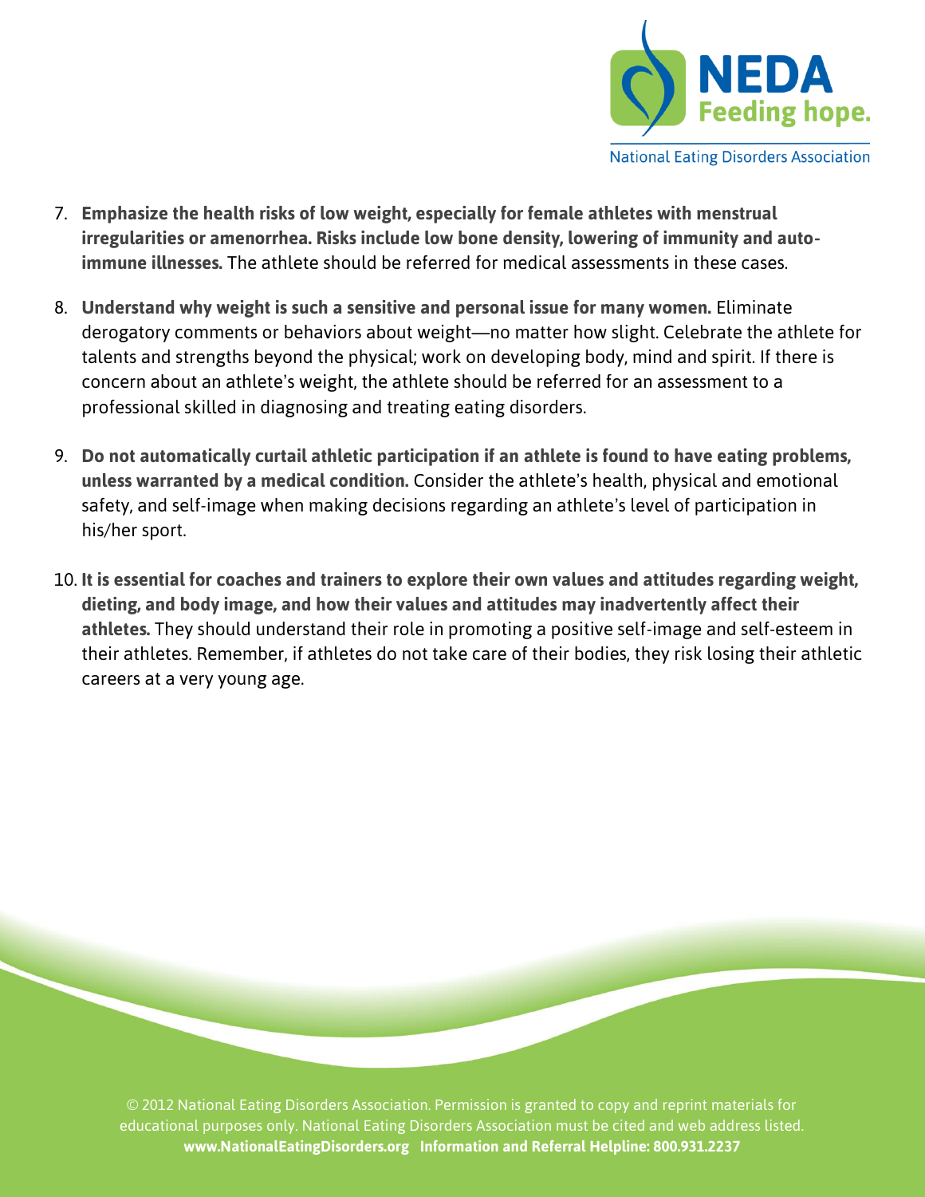7. **Emphasize the health risks of low weight, especially for female athletes with menstrual irregularities or amenorrhea. Risks include low bone density, lowering of immunity and auto-immune illnesses.** The athlete should be referred for medical assessments in these cases.

8. **Understand why weight is such a sensitive and personal issue for many women.** Eliminate derogatory comments or behaviors about weight—no matter how slight. Celebrate the athlete for talents and strengths beyond the physical; work on developing body, mind and spirit. If there is concern about an athlete's weight, the athlete should be referred for an assessment to a professional skilled in diagnosing and treating eating disorders.

9. **Do not automatically curtail athletic participation if an athlete is found to have eating problems, unless warranted by a medical condition.** Consider the athlete's health, physical and emotional safety, and self-image when making decisions regarding an athlete's level of participation in his/her sport.

10. **It is essential for coaches and trainers to explore their own values and attitudes regarding weight, dieting, and body image, and how their values and attitudes may inadvertently affect their athletes.** They should understand their role in promoting a positive self-image and self-esteem in their athletes. Remember, if athletes do not take care of their bodies, they risk losing their athletic careers at a very young age.

© 2012 National Eating Disorders Association. Permission is granted to copy and reprint materials for educational purposes only. National Eating Disorders Association must be cited and web address listed.
**www.NationalEatingDisorders.org Information and Referral Helpline: 800.931.2237**